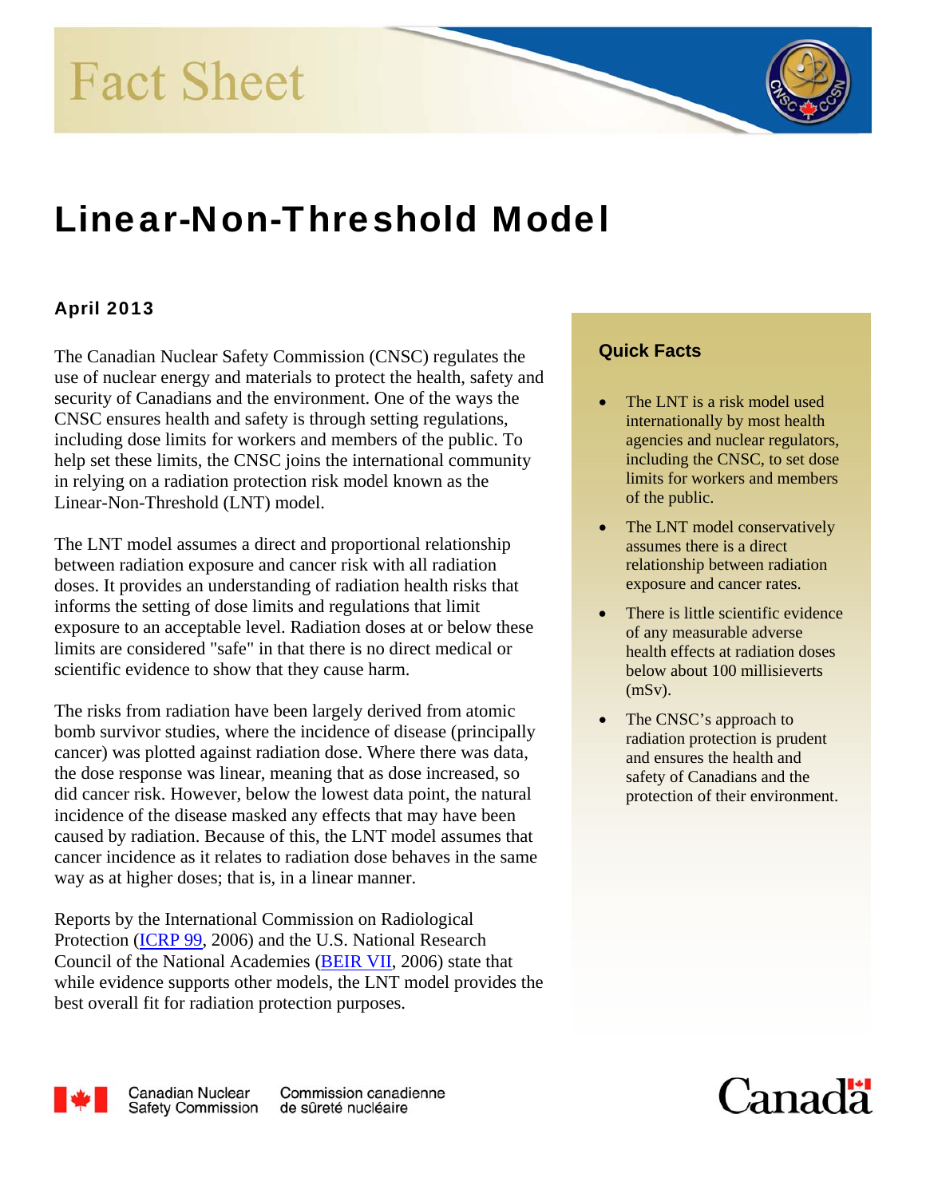# Fact Sheet

# Linear-Non-Threshold Model

### April 2013

The Canadian Nuclear Safety Commission (CNSC) regulates the use of nuclear energy and materials to protect the health, safety and security of Canadians and the environment. One of the ways the CNSC ensures health and safety is through setting regulations, including dose limits for workers and members of the public. To help set these limits, the CNSC joins the international community in relying on a radiation protection risk model known as the Linear-Non-Threshold (LNT) model.

The LNT model assumes a direct and proportional relationship between radiation exposure and cancer risk with all radiation doses. It provides an understanding of radiation health risks that informs the setting of dose limits and regulations that limit exposure to an acceptable level. Radiation doses at or below these limits are considered "safe" in that there is no direct medical or scientific evidence to show that they cause harm.

The risks from radiation have been largely derived from atomic bomb survivor studies, where the incidence of disease (principally cancer) was plotted against radiation dose. Where there was data, the dose response was linear, meaning that as dose increased, so did cancer risk. However, below the lowest data point, the natural incidence of the disease masked any effects that may have been caused by radiation. Because of this, the LNT model assumes that cancer incidence as it relates to radiation dose behaves in the same way as at higher doses; that is, in a linear manner.

Reports by the International Commission on Radiological Protection (ICRP 99, 2006) and the U.S. National Research Council of the National Academies (BEIR VII, 2006) state that while evidence supports other models, the LNT model provides the best overall fit for radiation protection purposes.

### Quick Facts

- The LNT is a risk model used internationally by most health agencies and nuclear regulators, including the CNSC, to set dose limits for workers and members of the public.
- The LNT model conservatively assumes there is a direct relationship between radiation exposure and cancer rates.
- There is little scientific evidence of any measurable adverse health effects at radiation doses below about 100 millisieverts (mSv).
- The CNSC's approach to radiation protection is prudent and ensures the health and safety of Canadians and the protection of their environment.

Canadian Nuclear Safety Commission | Commission canadienne de sûreté nucléaire

Canada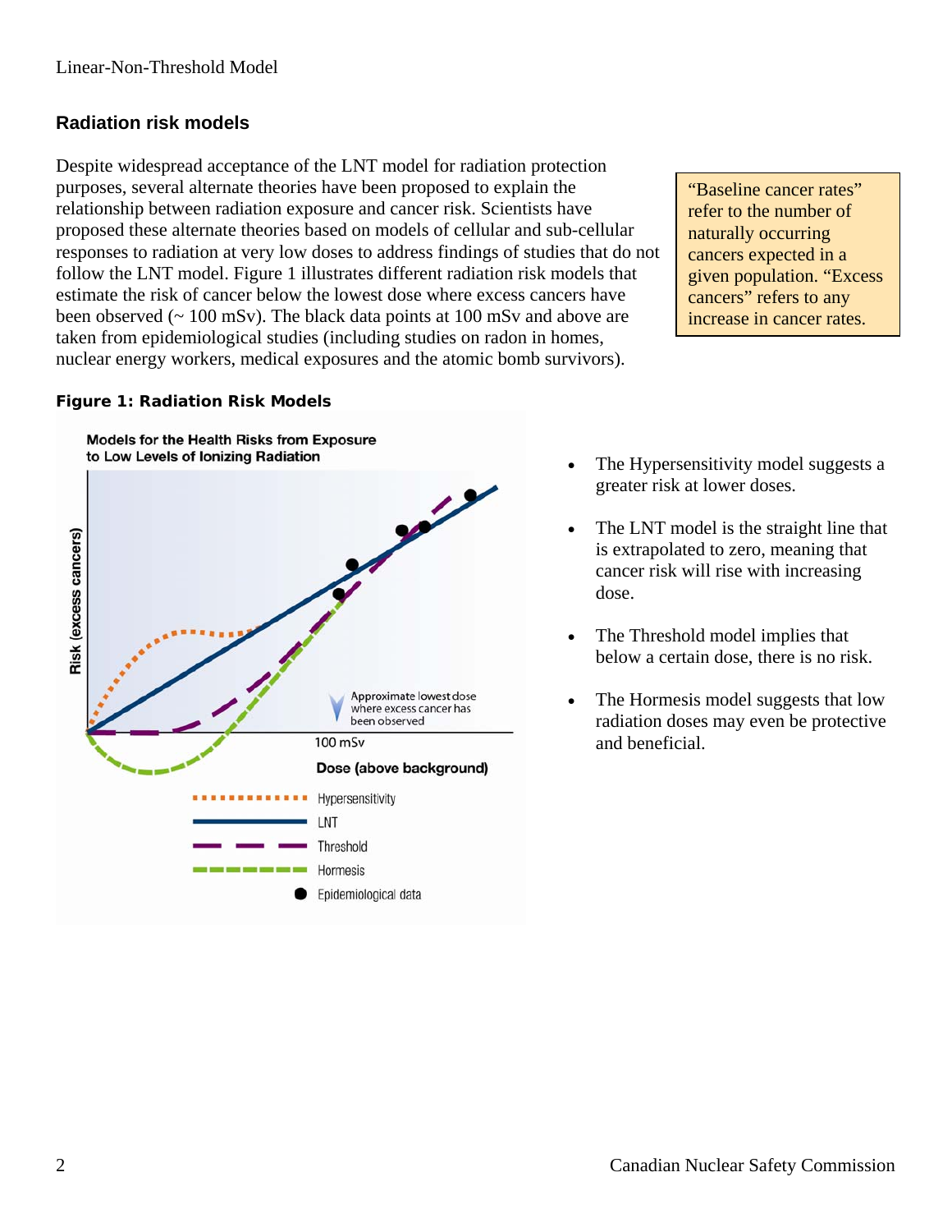## Radiation risk models

Despite widespread acceptance of the LNT model for radiation protection purposes, several alternate theories have been proposed to explain the relationship between radiation exposure and cancer risk. Scientists have proposed these alternate theories based on models of cellular and sub-cellular responses to radiation at very low doses to address findings of studies that do not follow the LNT model. Figure 1 illustrates different radiation risk models that estimate the risk of cancer below the lowest dose where excess cancers have been observed (~ 100 mSv). The black data points at 100 mSv and above are taken from epidemiological studies (including studies on radon in homes, nuclear energy workers, medical exposures and the atomic bomb survivors).

> "Baseline cancer rates" refer to the number of naturally occurring cancers expected in a given population. "Excess cancers" refers to any increase in cancer rates.

**Figure 1: Radiation Risk Models**

Models for the Health Risks from Exposure to Low Levels of Ionizing Radiation

Risk (excess cancers)

Approximate lowest dose where excess cancer has been observed

100 mSv

Dose (above background)

Hypersensitivity

LNT

Threshold

Hormesis

Epidemiological data

- The Hypersensitivity model suggests a greater risk at lower doses.
- The LNT model is the straight line that is extrapolated to zero, meaning that cancer risk will rise with increasing dose.
- The Threshold model implies that below a certain dose, there is no risk.
- The Hormesis model suggests that low radiation doses may even be protective and beneficial.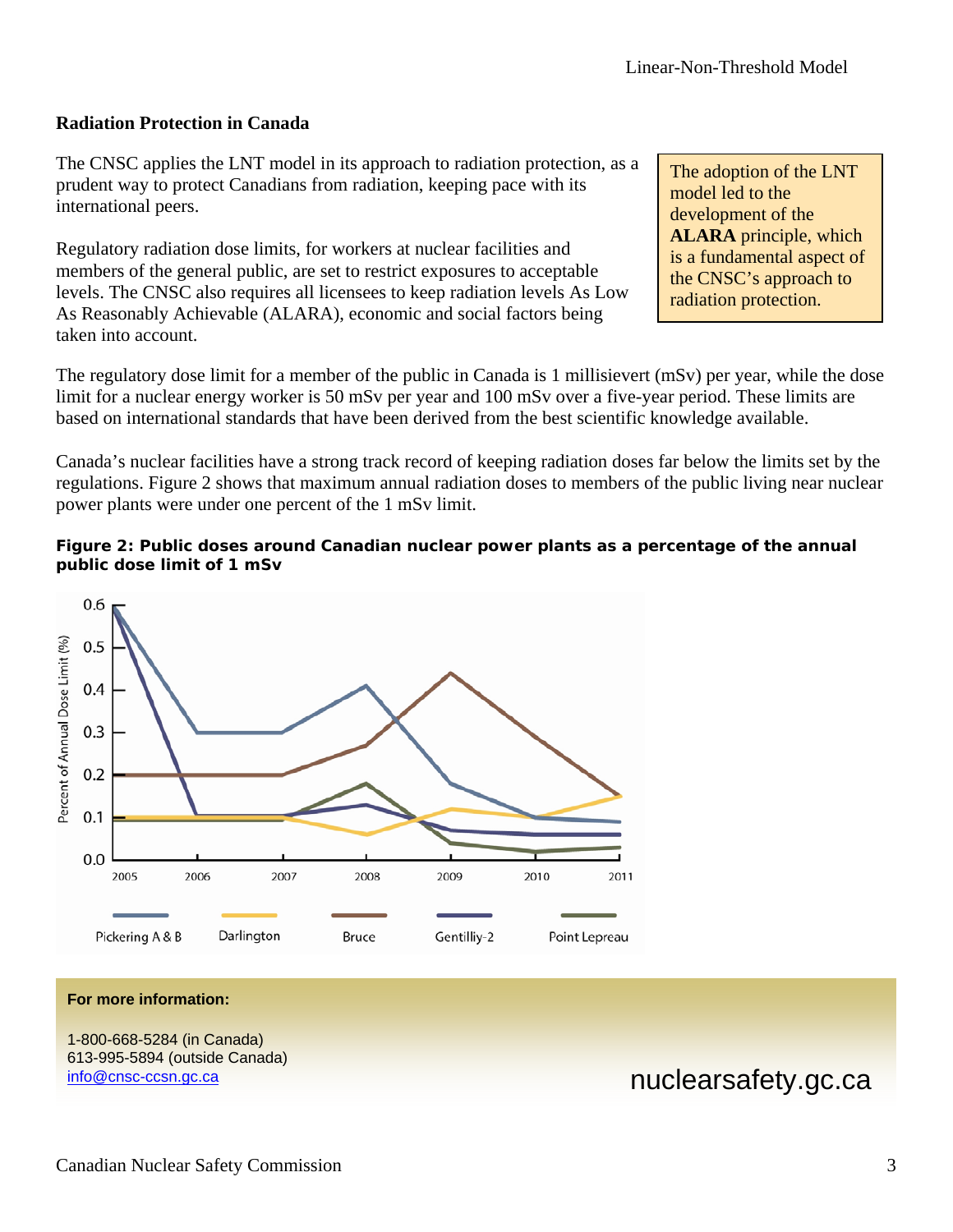## Radiation Protection in Canada

The CNSC applies the LNT model in its approach to radiation protection, as a prudent way to protect Canadians from radiation, keeping pace with its international peers.

Regulatory radiation dose limits, for workers at nuclear facilities and members of the general public, are set to restrict exposures to acceptable levels. The CNSC also requires all licensees to keep radiation levels As Low As Reasonably Achievable (ALARA), economic and social factors being taken into account.

> The adoption of the LNT model led to the development of the **ALARA** principle, which is a fundamental aspect of the CNSC's approach to radiation protection.

The regulatory dose limit for a member of the public in Canada is 1 millisievert (mSv) per year, while the dose limit for a nuclear energy worker is 50 mSv per year and 100 mSv over a five-year period. These limits are based on international standards that have been derived from the best scientific knowledge available.

Canada's nuclear facilities have a strong track record of keeping radiation doses far below the limits set by the regulations. Figure 2 shows that maximum annual radiation doses to members of the public living near nuclear power plants were under one percent of the 1 mSv limit.

**Figure 2: Public doses around Canadian nuclear power plants as a percentage of the annual public dose limit of 1 mSv**

Percent of Annual Dose Limit (%)

0.0
0.1
0.2
0.3
0.4
0.5
0.6

2005
2006
2007
2008
2009
2010
2011

Pickering A & B
Darlington
Bruce
Gentilliy-2
Point Lepreau

**For more information:**

1-800-668-5284 (in Canada)
613-995-5894 (outside Canada)
info@cnsc-ccsn.gc.ca

nuclearsafety.gc.ca